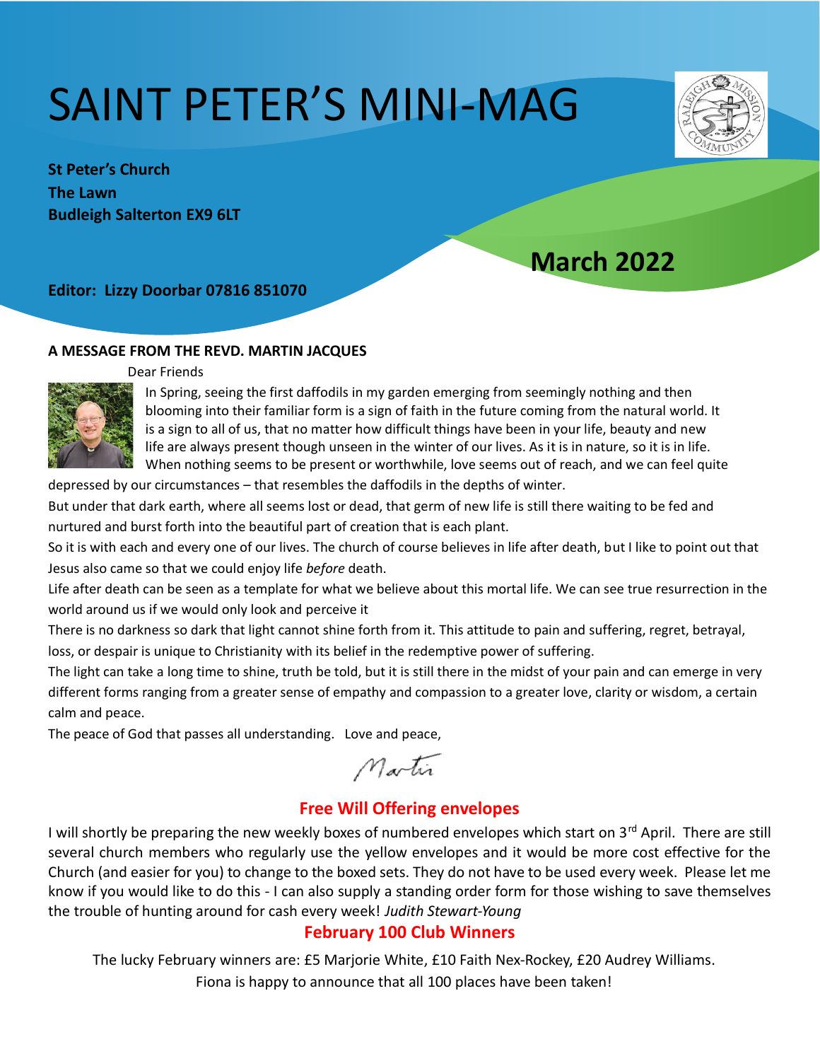# SAINT PETER'S MINI-MAG

**St Peter's Church**
**The Lawn**
**Budleigh Salterton EX9 6LT**

**March 2022**

**Editor: Lizzy Doorbar 07816 851070**

## A MESSAGE FROM THE REVD. MARTIN JACQUES

Dear Friends

In Spring, seeing the first daffodils in my garden emerging from seemingly nothing and then blooming into their familiar form is a sign of faith in the future coming from the natural world. It is a sign to all of us, that no matter how difficult things have been in your life, beauty and new life are always present though unseen in the winter of our lives. As it is in nature, so it is in life. When nothing seems to be present or worthwhile, love seems out of reach, and we can feel quite depressed by our circumstances – that resembles the daffodils in the depths of winter.

But under that dark earth, where all seems lost or dead, that germ of new life is still there waiting to be fed and nurtured and burst forth into the beautiful part of creation that is each plant.

So it is with each and every one of our lives. The church of course believes in life after death, but I like to point out that Jesus also came so that we could enjoy life *before* death.

Life after death can be seen as a template for what we believe about this mortal life. We can see true resurrection in the world around us if we would only look and perceive it

There is no darkness so dark that light cannot shine forth from it. This attitude to pain and suffering, regret, betrayal, loss, or despair is unique to Christianity with its belief in the redemptive power of suffering.

The light can take a long time to shine, truth be told, but it is still there in the midst of your pain and can emerge in very different forms ranging from a greater sense of empathy and compassion to a greater love, clarity or wisdom, a certain calm and peace.

The peace of God that passes all understanding. Love and peace,

Martin

## Free Will Offering envelopes

I will shortly be preparing the new weekly boxes of numbered envelopes which start on 3rd April. There are still several church members who regularly use the yellow envelopes and it would be more cost effective for the Church (and easier for you) to change to the boxed sets. They do not have to be used every week. Please let me know if you would like to do this - I can also supply a standing order form for those wishing to save themselves the trouble of hunting around for cash every week! *Judith Stewart-Young*

## February 100 Club Winners

The lucky February winners are: £5 Marjorie White, £10 Faith Nex-Rockey, £20 Audrey Williams.
Fiona is happy to announce that all 100 places have been taken!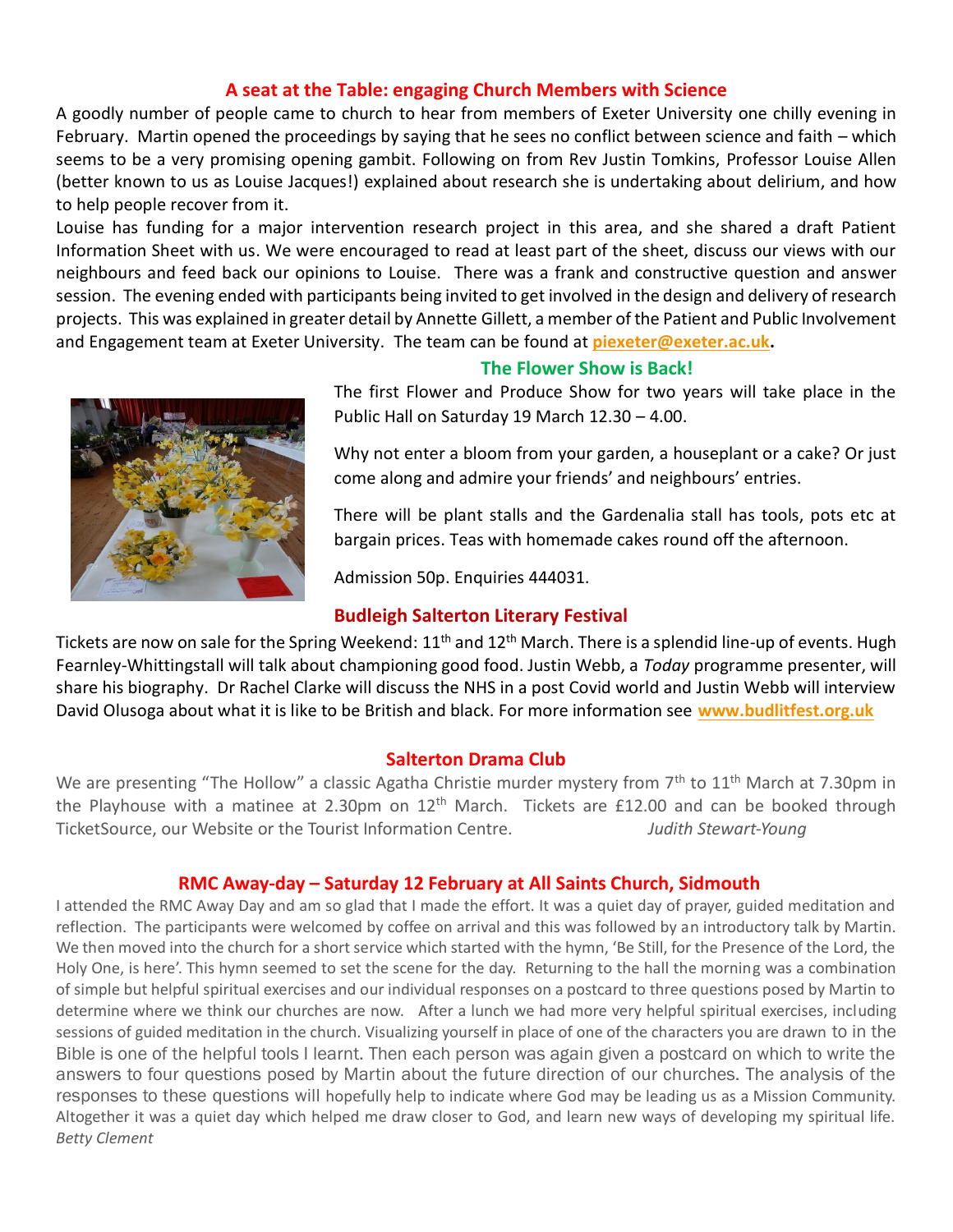## A seat at the Table: engaging Church Members with Science

A goodly number of people came to church to hear from members of Exeter University one chilly evening in February. Martin opened the proceedings by saying that he sees no conflict between science and faith – which seems to be a very promising opening gambit. Following on from Rev Justin Tomkins, Professor Louise Allen (better known to us as Louise Jacques!) explained about research she is undertaking about delirium, and how to help people recover from it.

Louise has funding for a major intervention research project in this area, and she shared a draft Patient Information Sheet with us. We were encouraged to read at least part of the sheet, discuss our views with our neighbours and feed back our opinions to Louise. There was a frank and constructive question and answer session. The evening ended with participants being invited to get involved in the design and delivery of research projects. This was explained in greater detail by Annette Gillett, a member of the Patient and Public Involvement and Engagement team at Exeter University. The team can be found at **piexeter@exeter.ac.uk.**

## The Flower Show is Back!

The first Flower and Produce Show for two years will take place in the Public Hall on Saturday 19 March 12.30 – 4.00.

Why not enter a bloom from your garden, a houseplant or a cake? Or just come along and admire your friends' and neighbours' entries.

There will be plant stalls and the Gardenalia stall has tools, pots etc at bargain prices. Teas with homemade cakes round off the afternoon.

Admission 50p. Enquiries 444031.

## Budleigh Salterton Literary Festival

Tickets are now on sale for the Spring Weekend: 11th and 12th March. There is a splendid line-up of events. Hugh Fearnley-Whittingstall will talk about championing good food. Justin Webb, a *Today* programme presenter, will share his biography. Dr Rachel Clarke will discuss the NHS in a post Covid world and Justin Webb will interview David Olusoga about what it is like to be British and black. For more information see **www.budlitfest.org.uk**

## Salterton Drama Club

We are presenting "The Hollow" a classic Agatha Christie murder mystery from 7th to 11th March at 7.30pm in the Playhouse with a matinee at 2.30pm on 12th March. Tickets are £12.00 and can be booked through TicketSource, our Website or the Tourist Information Centre. *Judith Stewart-Young*

## RMC Away-day – Saturday 12 February at All Saints Church, Sidmouth

I attended the RMC Away Day and am so glad that I made the effort. It was a quiet day of prayer, guided meditation and reflection. The participants were welcomed by coffee on arrival and this was followed by an introductory talk by Martin. We then moved into the church for a short service which started with the hymn, 'Be Still, for the Presence of the Lord, the Holy One, is here'. This hymn seemed to set the scene for the day. Returning to the hall the morning was a combination of simple but helpful spiritual exercises and our individual responses on a postcard to three questions posed by Martin to determine where we think our churches are now. After a lunch we had more very helpful spiritual exercises, including sessions of guided meditation in the church. Visualizing yourself in place of one of the characters you are drawn to in the Bible is one of the helpful tools I learnt. Then each person was again given a postcard on which to write the answers to four questions posed by Martin about the future direction of our churches. The analysis of the responses to these questions will hopefully help to indicate where God may be leading us as a Mission Community. Altogether it was a quiet day which helped me draw closer to God, and learn new ways of developing my spiritual life.
*Betty Clement*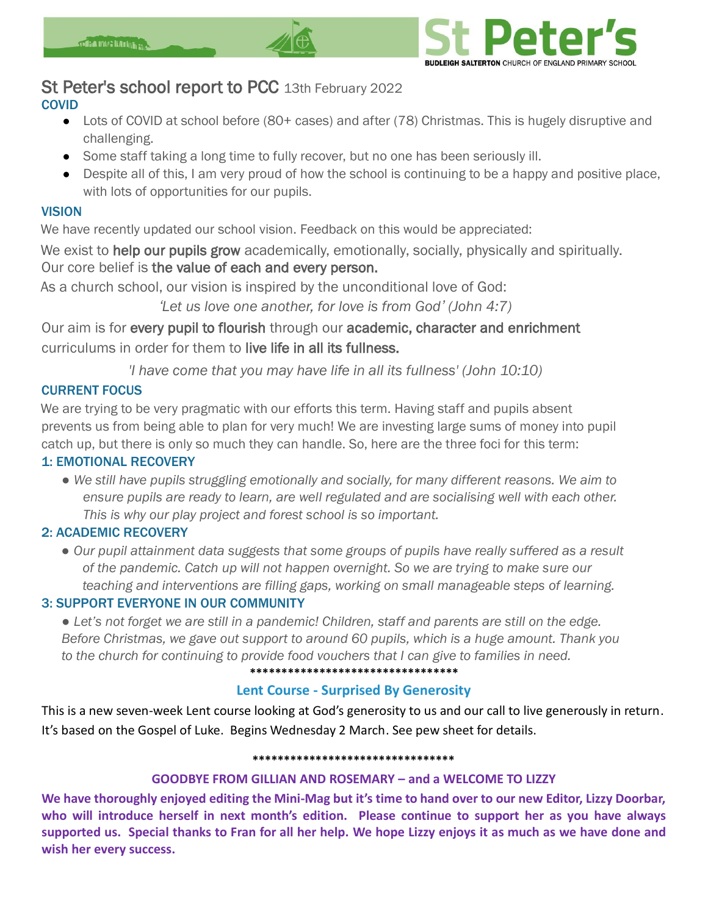St Peter's
BUDLEIGH SALTERTON CHURCH OF ENGLAND PRIMARY SCHOOL

# St Peter's school report to PCC 13th February 2022

## COVID

- Lots of COVID at school before (80+ cases) and after (78) Christmas. This is hugely disruptive and challenging.
- Some staff taking a long time to fully recover, but no one has been seriously ill.
- Despite all of this, I am very proud of how the school is continuing to be a happy and positive place, with lots of opportunities for our pupils.

## VISION

We have recently updated our school vision. Feedback on this would be appreciated:

We exist to help our pupils grow academically, emotionally, socially, physically and spiritually. Our core belief is the value of each and every person.

As a church school, our vision is inspired by the unconditional love of God:

*'Let us love one another, for love is from God' (John 4:7)*

Our aim is for every pupil to flourish through our academic, character and enrichment curriculums in order for them to live life in all its fullness.

*'I have come that you may have life in all its fullness' (John 10:10)*

## CURRENT FOCUS

We are trying to be very pragmatic with our efforts this term. Having staff and pupils absent prevents us from being able to plan for very much! We are investing large sums of money into pupil catch up, but there is only so much they can handle. So, here are the three foci for this term:

### 1: EMOTIONAL RECOVERY

- *We still have pupils struggling emotionally and socially, for many different reasons. We aim to ensure pupils are ready to learn, are well regulated and are socialising well with each other. This is why our play project and forest school is so important.*

### 2: ACADEMIC RECOVERY

- *Our pupil attainment data suggests that some groups of pupils have really suffered as a result of the pandemic. Catch up will not happen overnight. So we are trying to make sure our teaching and interventions are filling gaps, working on small manageable steps of learning.*

### 3: SUPPORT EVERYONE IN OUR COMMUNITY

- *Let's not forget we are still in a pandemic! Children, staff and parents are still on the edge. Before Christmas, we gave out support to around 60 pupils, which is a huge amount. Thank you to the church for continuing to provide food vouchers that I can give to families in need.*

*********************************

## Lent Course - Surprised By Generosity

This is a new seven-week Lent course looking at God's generosity to us and our call to live generously in return. It's based on the Gospel of Luke. Begins Wednesday 2 March. See pew sheet for details.

*********************************

## GOODBYE FROM GILLIAN AND ROSEMARY – and a WELCOME TO LIZZY

**We have thoroughly enjoyed editing the Mini-Mag but it's time to hand over to our new Editor, Lizzy Doorbar, who will introduce herself in next month's edition. Please continue to support her as you have always supported us. Special thanks to Fran for all her help. We hope Lizzy enjoys it as much as we have done and wish her every success.**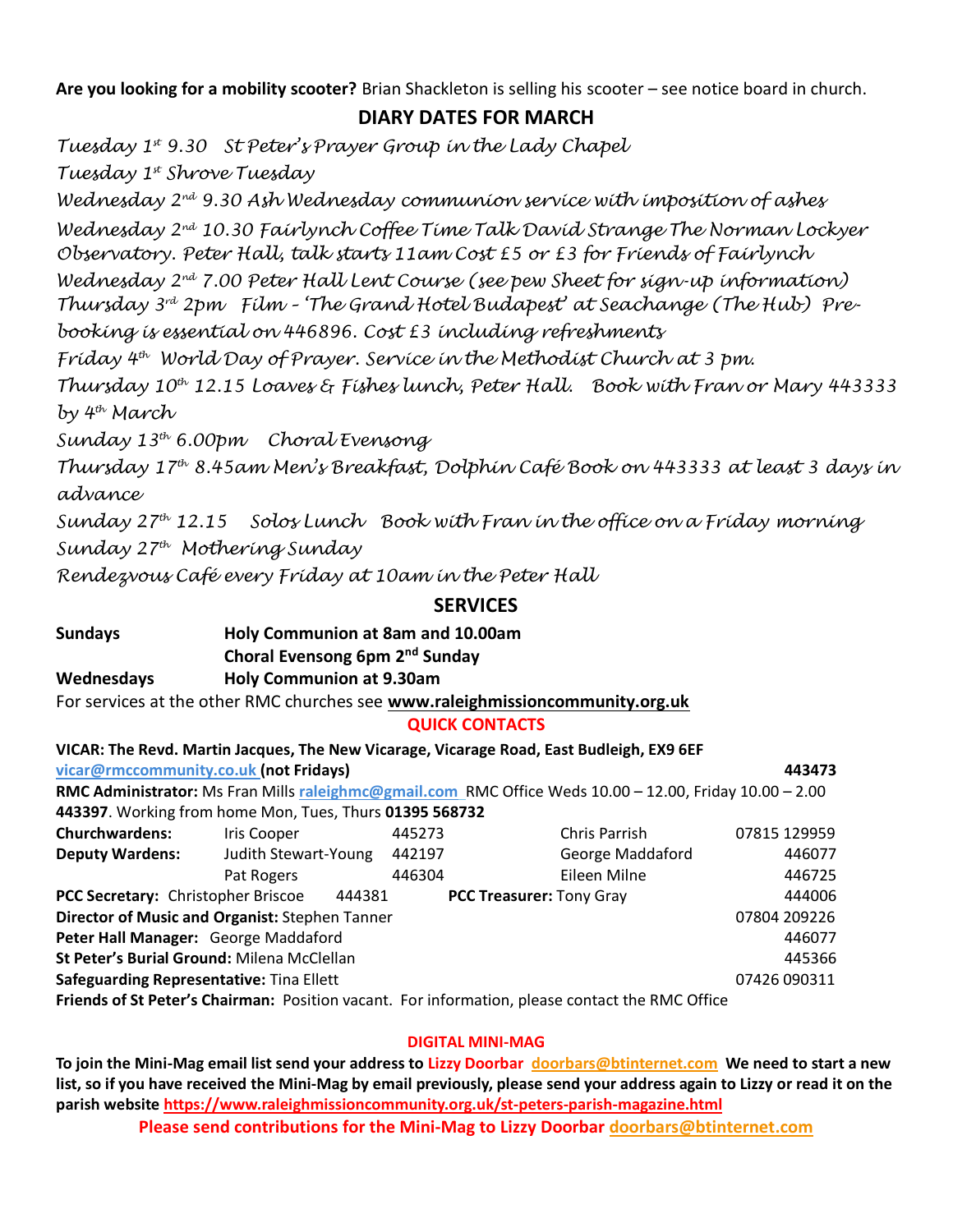**Are you looking for a mobility scooter?** Brian Shackleton is selling his scooter – see notice board in church.

## DIARY DATES FOR MARCH

*Tuesday 1st 9.30 St Peter's Prayer Group in the Lady Chapel*

*Tuesday 1st Shrove Tuesday*

*Wednesday 2nd 9.30 Ash Wednesday communion service with imposition of ashes*

*Wednesday 2nd 10.30 Fairlynch Coffee Time Talk David Strange The Norman Lockyer Observatory. Peter Hall, talk starts 11am Cost £5 or £3 for Friends of Fairlynch*

*Wednesday 2nd 7.00 Peter Hall Lent Course (see pew Sheet for sign-up information)*

*Thursday 3rd 2pm Film – 'The Grand Hotel Budapest' at Seachange (The Hub) Pre-booking is essential on 446896. Cost £3 including refreshments*

*Friday 4th World Day of Prayer. Service in the Methodist Church at 3 pm.*

*Thursday 10th 12.15 Loaves & Fishes lunch, Peter Hall. Book with Fran or Mary 443333 by 4th March*

*Sunday 13th 6.00pm Choral Evensong*

*Thursday 17th 8.45am Men's Breakfast, Dolphin Café Book on 443333 at least 3 days in advance*

*Sunday 27th 12.15 Solos Lunch Book with Fran in the office on a Friday morning*

*Sunday 27th Mothering Sunday*

*Rendezvous Café every Friday at 10am in the Peter Hall*

## SERVICES

| | |
|---|---|
| **Sundays** | **Holy Communion at 8am and 10.00am** |
| | **Choral Evensong 6pm 2nd Sunday** |
| **Wednesdays** | **Holy Communion at 9.30am** |

For services at the other RMC churches see **www.raleighmissioncommunity.org.uk**

### QUICK CONTACTS

**VICAR: The Revd. Martin Jacques, The New Vicarage, Vicarage Road, East Budleigh, EX9 6EF**
vicar@rmccommunity.co.uk **(not Fridays)** **443473**

**RMC Administrator:** Ms Fran Mills **raleighmc@gmail.com** RMC Office Weds 10.00 – 12.00, Friday 10.00 – 2.00 **443397**. Working from home Mon, Tues, Thurs **01395 568732**

| | | | | |
|---|---|---|---|---|
| **Churchwardens:** | Iris Cooper | 445273 | Chris Parrish | 07815 129959 |
| **Deputy Wardens:** | Judith Stewart-Young | 442197 | George Maddaford | 446077 |
| | Pat Rogers | 446304 | Eileen Milne | 446725 |

**PCC Secretary:** Christopher Briscoe 444381 **PCC Treasurer:** Tony Gray 444006

**Director of Music and Organist:** Stephen Tanner 07804 209226

**Peter Hall Manager:** George Maddaford 446077

**St Peter's Burial Ground:** Milena McClellan 445366

**Safeguarding Representative:** Tina Ellett 07426 090311

**Friends of St Peter's Chairman:** Position vacant. For information, please contact the RMC Office

### DIGITAL MINI-MAG

**To join the Mini-Mag email list send your address to Lizzy Doorbar doorbars@btinternet.com We need to start a new list, so if you have received the Mini-Mag by email previously, please send your address again to Lizzy or read it on the parish website https://www.raleighmissioncommunity.org.uk/st-peters-parish-magazine.html**

**Please send contributions for the Mini-Mag to Lizzy Doorbar doorbars@btinternet.com**